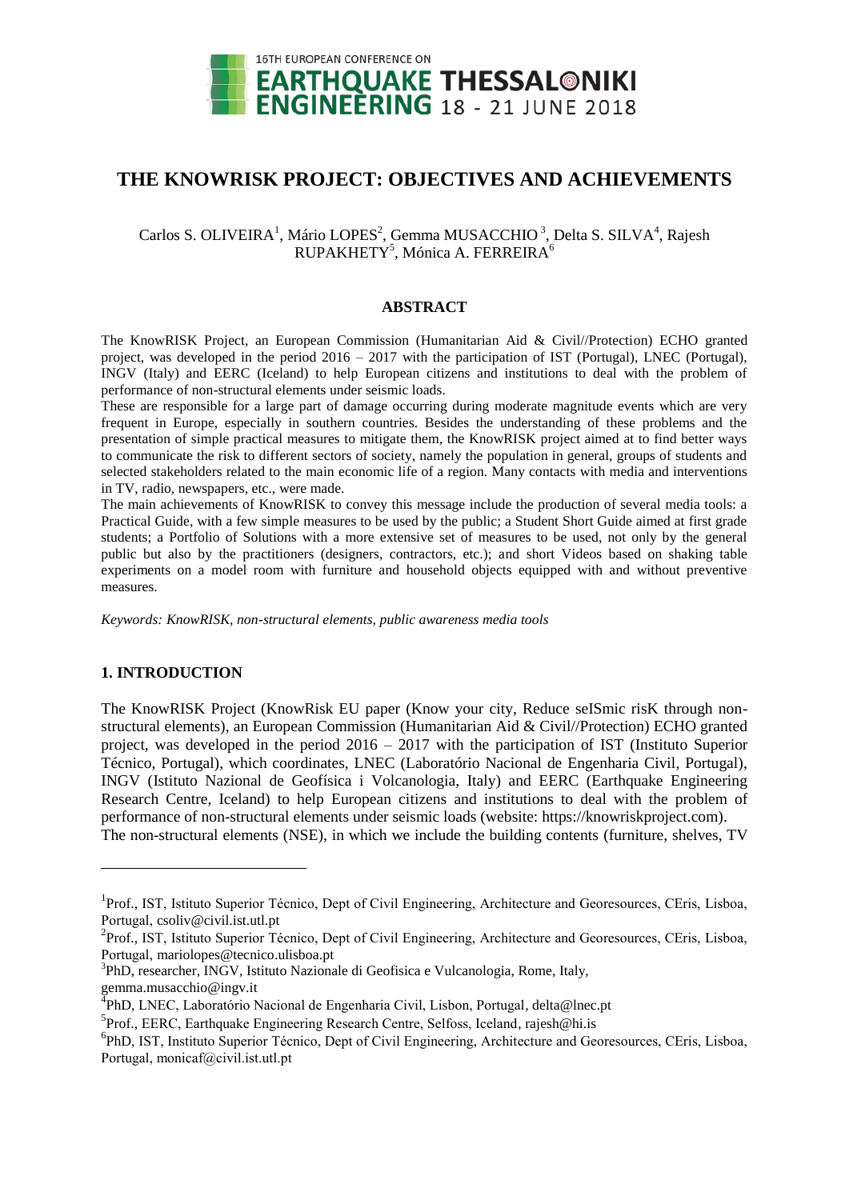# THE KNOWRISK PROJECT: OBJECTIVES AND ACHIEVEMENTS

Carlos S. OLIVEIRA[1], Mário LOPES[2], Gemma MUSACCHIO[3], Delta S. SILVA[4], Rajesh RUPAKHETY[5], Mónica A. FERREIRA[6]

## ABSTRACT

The KnowRISK Project, an European Commission (Humanitarian Aid & Civil//Protection) ECHO granted project, was developed in the period 2016 – 2017 with the participation of IST (Portugal), LNEC (Portugal), INGV (Italy) and EERC (Iceland) to help European citizens and institutions to deal with the problem of performance of non-structural elements under seismic loads.

These are responsible for a large part of damage occurring during moderate magnitude events which are very frequent in Europe, especially in southern countries. Besides the understanding of these problems and the presentation of simple practical measures to mitigate them, the KnowRISK project aimed at to find better ways to communicate the risk to different sectors of society, namely the population in general, groups of students and selected stakeholders related to the main economic life of a region. Many contacts with media and interventions in TV, radio, newspapers, etc., were made.

The main achievements of KnowRISK to convey this message include the production of several media tools: a Practical Guide, with a few simple measures to be used by the public; a Student Short Guide aimed at first grade students; a Portfolio of Solutions with a more extensive set of measures to be used, not only by the general public but also by the practitioners (designers, contractors, etc.); and short Videos based on shaking table experiments on a model room with furniture and household objects equipped with and without preventive measures.

*Keywords: KnowRISK, non-structural elements, public awareness media tools*

## 1. INTRODUCTION

The KnowRISK Project (KnowRisk EU paper (Know your city, Reduce seISmic risK through non-structural elements), an European Commission (Humanitarian Aid & Civil//Protection) ECHO granted project, was developed in the period 2016 – 2017 with the participation of IST (Instituto Superior Técnico, Portugal), which coordinates, LNEC (Laboratório Nacional de Engenharia Civil, Portugal), INGV (Istituto Nazional de Geofísica i Volcanologia, Italy) and EERC (Earthquake Engineering Research Centre, Iceland) to help European citizens and institutions to deal with the problem of performance of non-structural elements under seismic loads (website: https://knowriskproject.com).

The non-structural elements (NSE), in which we include the building contents (furniture, shelves, TV

---

[1]Prof., IST, Istituto Superior Técnico, Dept of Civil Engineering, Architecture and Georesources, CEris, Lisboa, Portugal, csoliv@civil.ist.utl.pt

[2]Prof., IST, Istituto Superior Técnico, Dept of Civil Engineering, Architecture and Georesources, CEris, Lisboa, Portugal, mariolopes@tecnico.ulisboa.pt

[3]PhD, researcher, INGV, Istituto Nazionale di Geofisica e Vulcanologia, Rome, Italy, gemma.musacchio@ingv.it

[4]PhD, LNEC, Laboratório Nacional de Engenharia Civil, Lisbon, Portugal, delta@lnec.pt

[5]Prof., EERC, Earthquake Engineering Research Centre, Selfoss, Iceland, rajesh@hi.is

[6]PhD, IST, Instituto Superior Técnico, Dept of Civil Engineering, Architecture and Georesources, CEris, Lisboa, Portugal, monicaf@civil.ist.utl.pt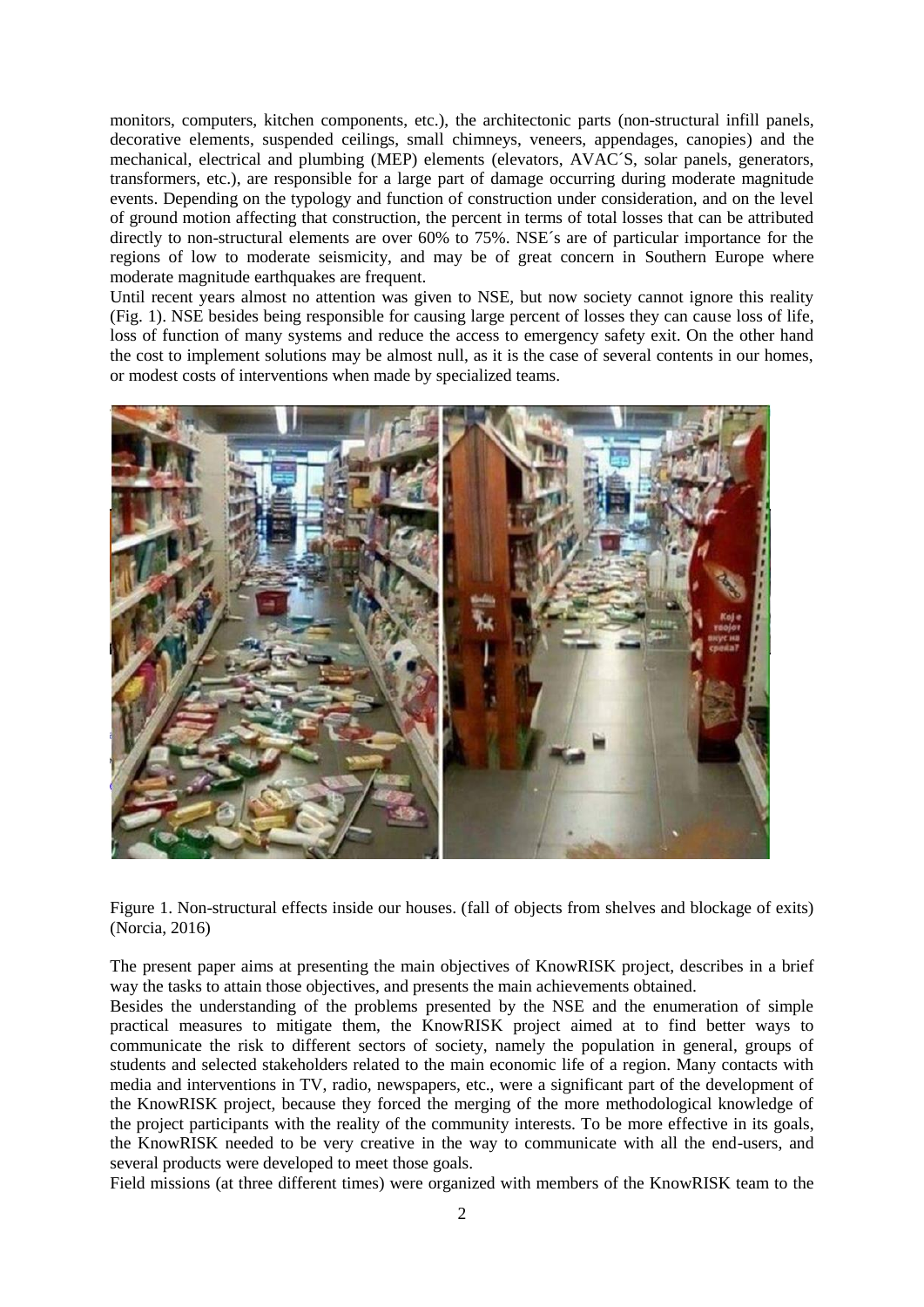monitors, computers, kitchen components, etc.), the architectonic parts (non-structural infill panels, decorative elements, suspended ceilings, small chimneys, veneers, appendages, canopies) and the mechanical, electrical and plumbing (MEP) elements (elevators, AVAC´S, solar panels, generators, transformers, etc.), are responsible for a large part of damage occurring during moderate magnitude events. Depending on the typology and function of construction under consideration, and on the level of ground motion affecting that construction, the percent in terms of total losses that can be attributed directly to non-structural elements are over 60% to 75%. NSE´s are of particular importance for the regions of low to moderate seismicity, and may be of great concern in Southern Europe where moderate magnitude earthquakes are frequent.

Until recent years almost no attention was given to NSE, but now society cannot ignore this reality (Fig. 1). NSE besides being responsible for causing large percent of losses they can cause loss of life, loss of function of many systems and reduce the access to emergency safety exit. On the other hand the cost to implement solutions may be almost null, as it is the case of several contents in our homes, or modest costs of interventions when made by specialized teams.

Figure 1. Non-structural effects inside our houses. (fall of objects from shelves and blockage of exits) (Norcia, 2016)

The present paper aims at presenting the main objectives of KnowRISK project, describes in a brief way the tasks to attain those objectives, and presents the main achievements obtained.

Besides the understanding of the problems presented by the NSE and the enumeration of simple practical measures to mitigate them, the KnowRISK project aimed at to find better ways to communicate the risk to different sectors of society, namely the population in general, groups of students and selected stakeholders related to the main economic life of a region. Many contacts with media and interventions in TV, radio, newspapers, etc., were a significant part of the development of the KnowRISK project, because they forced the merging of the more methodological knowledge of the project participants with the reality of the community interests. To be more effective in its goals, the KnowRISK needed to be very creative in the way to communicate with all the end-users, and several products were developed to meet those goals.

Field missions (at three different times) were organized with members of the KnowRISK team to the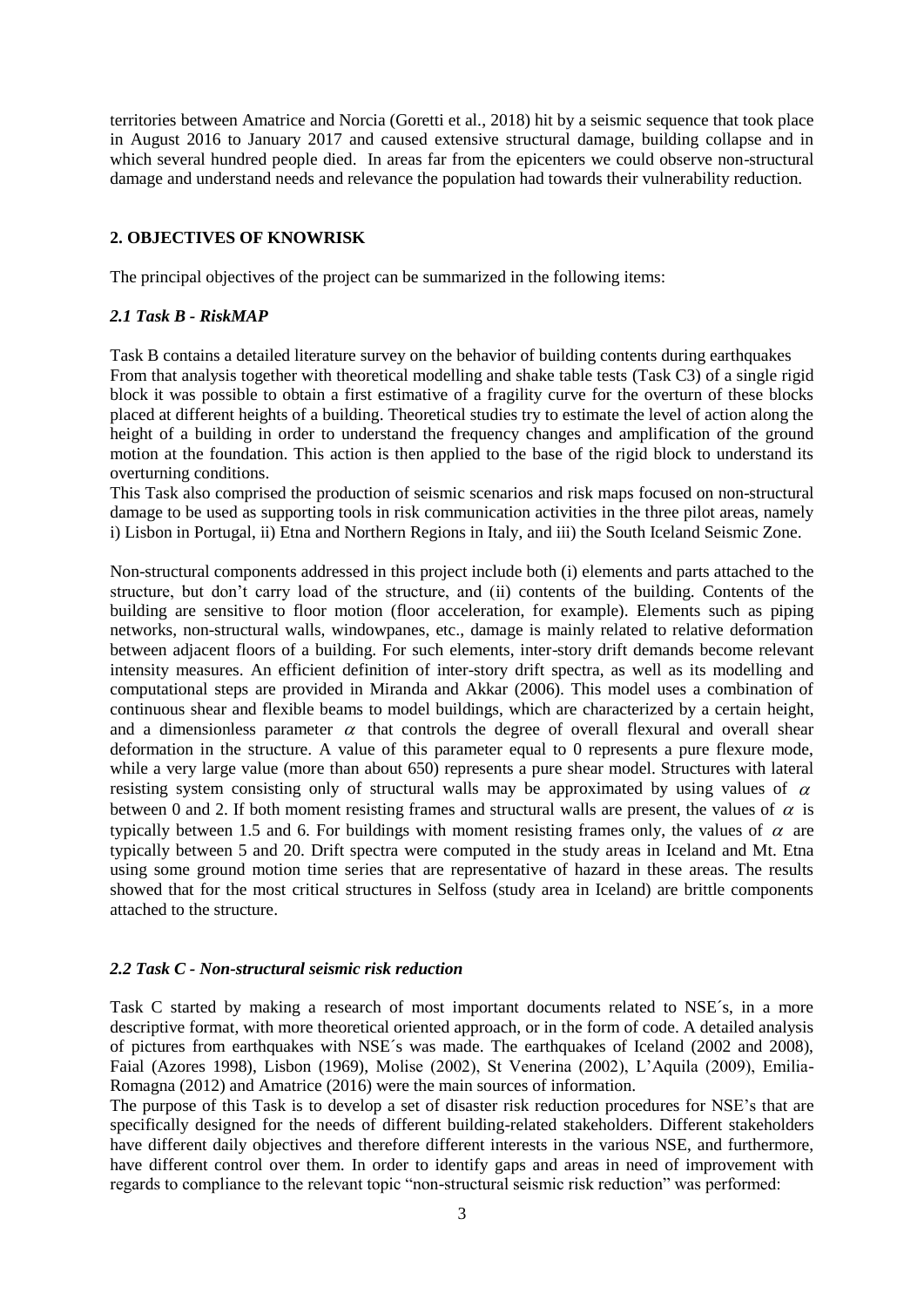territories between Amatrice and Norcia (Goretti et al., 2018) hit by a seismic sequence that took place in August 2016 to January 2017 and caused extensive structural damage, building collapse and in which several hundred people died. In areas far from the epicenters we could observe non-structural damage and understand needs and relevance the population had towards their vulnerability reduction.

## 2. OBJECTIVES OF KNOWRISK

The principal objectives of the project can be summarized in the following items:

### *2.1 Task B - RiskMAP*

Task B contains a detailed literature survey on the behavior of building contents during earthquakes From that analysis together with theoretical modelling and shake table tests (Task C3) of a single rigid block it was possible to obtain a first estimative of a fragility curve for the overturn of these blocks placed at different heights of a building. Theoretical studies try to estimate the level of action along the height of a building in order to understand the frequency changes and amplification of the ground motion at the foundation. This action is then applied to the base of the rigid block to understand its overturning conditions.
This Task also comprised the production of seismic scenarios and risk maps focused on non-structural damage to be used as supporting tools in risk communication activities in the three pilot areas, namely i) Lisbon in Portugal, ii) Etna and Northern Regions in Italy, and iii) the South Iceland Seismic Zone.

Non-structural components addressed in this project include both (i) elements and parts attached to the structure, but don't carry load of the structure, and (ii) contents of the building. Contents of the building are sensitive to floor motion (floor acceleration, for example). Elements such as piping networks, non-structural walls, windowpanes, etc., damage is mainly related to relative deformation between adjacent floors of a building. For such elements, inter-story drift demands become relevant intensity measures. An efficient definition of inter-story drift spectra, as well as its modelling and computational steps are provided in Miranda and Akkar (2006). This model uses a combination of continuous shear and flexible beams to model buildings, which are characterized by a certain height, and a dimensionless parameter $\alpha$ that controls the degree of overall flexural and overall shear deformation in the structure. A value of this parameter equal to 0 represents a pure flexure mode, while a very large value (more than about 650) represents a pure shear model. Structures with lateral resisting system consisting only of structural walls may be approximated by using values of $\alpha$ between 0 and 2. If both moment resisting frames and structural walls are present, the values of $\alpha$ is typically between 1.5 and 6. For buildings with moment resisting frames only, the values of $\alpha$ are typically between 5 and 20. Drift spectra were computed in the study areas in Iceland and Mt. Etna using some ground motion time series that are representative of hazard in these areas. The results showed that for the most critical structures in Selfoss (study area in Iceland) are brittle components attached to the structure.

### *2.2 Task C - Non-structural seismic risk reduction*

Task C started by making a research of most important documents related to NSE´s, in a more descriptive format, with more theoretical oriented approach, or in the form of code. A detailed analysis of pictures from earthquakes with NSE´s was made. The earthquakes of Iceland (2002 and 2008), Faial (Azores 1998), Lisbon (1969), Molise (2002), St Venerina (2002), L'Aquila (2009), Emilia-Romagna (2012) and Amatrice (2016) were the main sources of information.
The purpose of this Task is to develop a set of disaster risk reduction procedures for NSE's that are specifically designed for the needs of different building-related stakeholders. Different stakeholders have different daily objectives and therefore different interests in the various NSE, and furthermore, have different control over them. In order to identify gaps and areas in need of improvement with regards to compliance to the relevant topic "non-structural seismic risk reduction" was performed: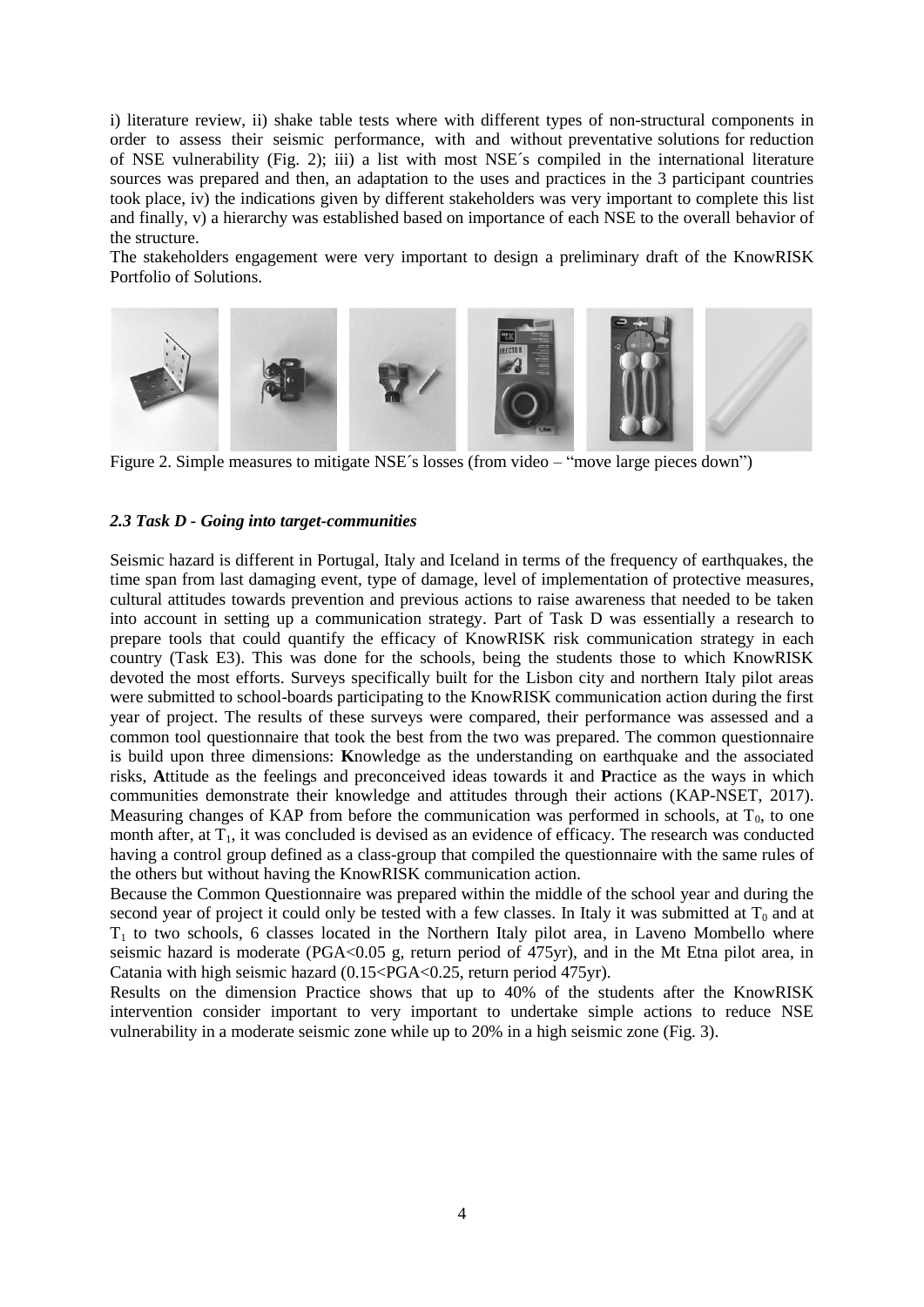i) literature review, ii) shake table tests where with different types of non-structural components in order to assess their seismic performance, with and without preventative solutions for reduction of NSE vulnerability (Fig. 2); iii) a list with most NSE´s compiled in the international literature sources was prepared and then, an adaptation to the uses and practices in the 3 participant countries took place, iv) the indications given by different stakeholders was very important to complete this list and finally, v) a hierarchy was established based on importance of each NSE to the overall behavior of the structure.

The stakeholders engagement were very important to design a preliminary draft of the KnowRISK Portfolio of Solutions.

Figure 2. Simple measures to mitigate NSE´s losses (from video – "move large pieces down")

### *2.3 Task D - Going into target-communities*

Seismic hazard is different in Portugal, Italy and Iceland in terms of the frequency of earthquakes, the time span from last damaging event, type of damage, level of implementation of protective measures, cultural attitudes towards prevention and previous actions to raise awareness that needed to be taken into account in setting up a communication strategy. Part of Task D was essentially a research to prepare tools that could quantify the efficacy of KnowRISK risk communication strategy in each country (Task E3). This was done for the schools, being the students those to which KnowRISK devoted the most efforts. Surveys specifically built for the Lisbon city and northern Italy pilot areas were submitted to school-boards participating to the KnowRISK communication action during the first year of project. The results of these surveys were compared, their performance was assessed and a common tool questionnaire that took the best from the two was prepared. The common questionnaire is build upon three dimensions: **K**nowledge as the understanding on earthquake and the associated risks, **A**ttitude as the feelings and preconceived ideas towards it and **P**ractice as the ways in which communities demonstrate their knowledge and attitudes through their actions (KAP-NSET, 2017). Measuring changes of KAP from before the communication was performed in schools, at $T_0$, to one month after, at $T_1$, it was concluded is devised as an evidence of efficacy. The research was conducted having a control group defined as a class-group that compiled the questionnaire with the same rules of the others but without having the KnowRISK communication action.

Because the Common Questionnaire was prepared within the middle of the school year and during the second year of project it could only be tested with a few classes. In Italy it was submitted at $T_0$ and at $T_1$ to two schools, 6 classes located in the Northern Italy pilot area, in Laveno Mombello where seismic hazard is moderate (PGA<0.05 g, return period of 475yr), and in the Mt Etna pilot area, in Catania with high seismic hazard (0.15<PGA<0.25, return period 475yr).

Results on the dimension Practice shows that up to 40% of the students after the KnowRISK intervention consider important to very important to undertake simple actions to reduce NSE vulnerability in a moderate seismic zone while up to 20% in a high seismic zone (Fig. 3).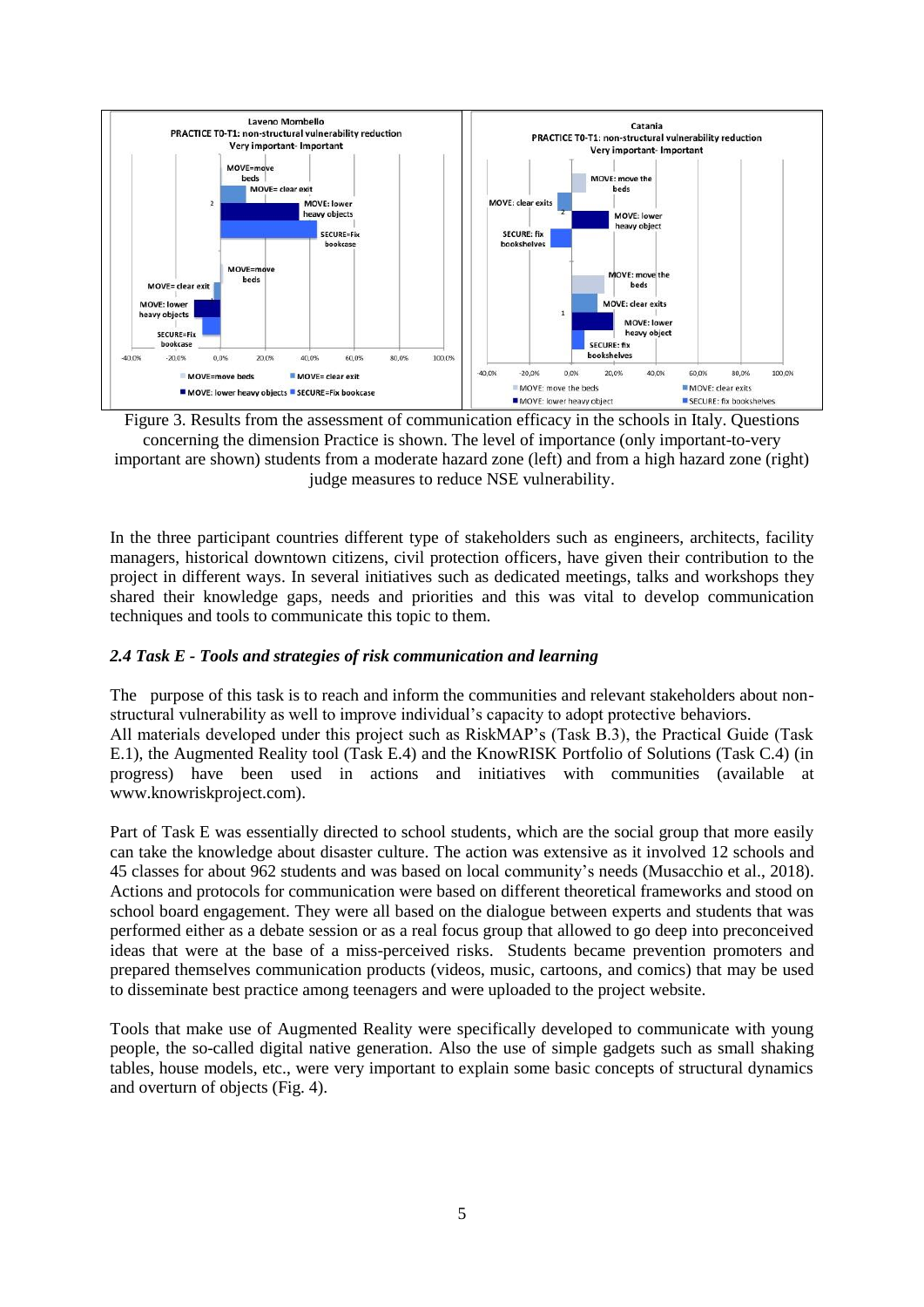Figure 3. Results from the assessment of communication efficacy in the schools in Italy. Questions concerning the dimension Practice is shown. The level of importance (only important-to-very important are shown) students from a moderate hazard zone (left) and from a high hazard zone (right) judge measures to reduce NSE vulnerability.

In the three participant countries different type of stakeholders such as engineers, architects, facility managers, historical downtown citizens, civil protection officers, have given their contribution to the project in different ways. In several initiatives such as dedicated meetings, talks and workshops they shared their knowledge gaps, needs and priorities and this was vital to develop communication techniques and tools to communicate this topic to them.

### *2.4 Task E - Tools and strategies of risk communication and learning*

The purpose of this task is to reach and inform the communities and relevant stakeholders about non-structural vulnerability as well to improve individual's capacity to adopt protective behaviors.
All materials developed under this project such as RiskMAP's (Task B.3), the Practical Guide (Task E.1), the Augmented Reality tool (Task E.4) and the KnowRISK Portfolio of Solutions (Task C.4) (in progress) have been used in actions and initiatives with communities (available at www.knowriskproject.com).

Part of Task E was essentially directed to school students, which are the social group that more easily can take the knowledge about disaster culture. The action was extensive as it involved 12 schools and 45 classes for about 962 students and was based on local community's needs (Musacchio et al., 2018). Actions and protocols for communication were based on different theoretical frameworks and stood on school board engagement. They were all based on the dialogue between experts and students that was performed either as a debate session or as a real focus group that allowed to go deep into preconceived ideas that were at the base of a miss-perceived risks. Students became prevention promoters and prepared themselves communication products (videos, music, cartoons, and comics) that may be used to disseminate best practice among teenagers and were uploaded to the project website.

Tools that make use of Augmented Reality were specifically developed to communicate with young people, the so-called digital native generation. Also the use of simple gadgets such as small shaking tables, house models, etc., were very important to explain some basic concepts of structural dynamics and overturn of objects (Fig. 4).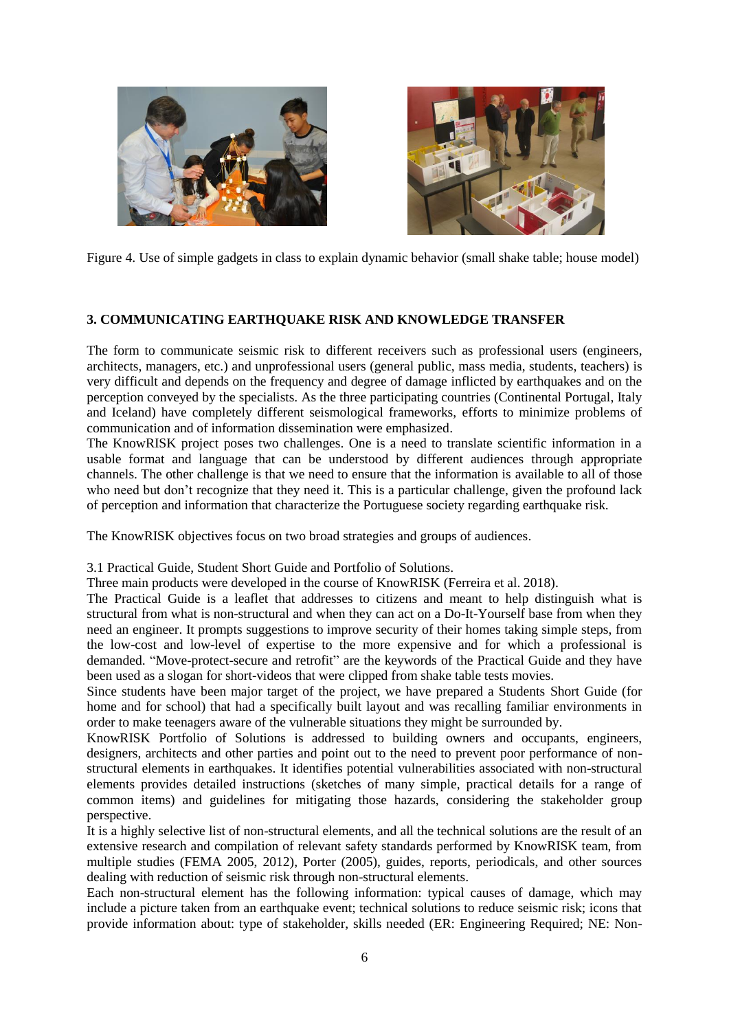Figure 4. Use of simple gadgets in class to explain dynamic behavior (small shake table; house model)

## 3. COMMUNICATING EARTHQUAKE RISK AND KNOWLEDGE TRANSFER

The form to communicate seismic risk to different receivers such as professional users (engineers, architects, managers, etc.) and unprofessional users (general public, mass media, students, teachers) is very difficult and depends on the frequency and degree of damage inflicted by earthquakes and on the perception conveyed by the specialists. As the three participating countries (Continental Portugal, Italy and Iceland) have completely different seismological frameworks, efforts to minimize problems of communication and of information dissemination were emphasized.

The KnowRISK project poses two challenges. One is a need to translate scientific information in a usable format and language that can be understood by different audiences through appropriate channels. The other challenge is that we need to ensure that the information is available to all of those who need but don't recognize that they need it. This is a particular challenge, given the profound lack of perception and information that characterize the Portuguese society regarding earthquake risk.

The KnowRISK objectives focus on two broad strategies and groups of audiences.

3.1 Practical Guide, Student Short Guide and Portfolio of Solutions.

Three main products were developed in the course of KnowRISK (Ferreira et al. 2018).

The Practical Guide is a leaflet that addresses to citizens and meant to help distinguish what is structural from what is non-structural and when they can act on a Do-It-Yourself base from when they need an engineer. It prompts suggestions to improve security of their homes taking simple steps, from the low-cost and low-level of expertise to the more expensive and for which a professional is demanded. "Move-protect-secure and retrofit" are the keywords of the Practical Guide and they have been used as a slogan for short-videos that were clipped from shake table tests movies.

Since students have been major target of the project, we have prepared a Students Short Guide (for home and for school) that had a specifically built layout and was recalling familiar environments in order to make teenagers aware of the vulnerable situations they might be surrounded by.

KnowRISK Portfolio of Solutions is addressed to building owners and occupants, engineers, designers, architects and other parties and point out to the need to prevent poor performance of non-structural elements in earthquakes. It identifies potential vulnerabilities associated with non-structural elements provides detailed instructions (sketches of many simple, practical details for a range of common items) and guidelines for mitigating those hazards, considering the stakeholder group perspective.

It is a highly selective list of non-structural elements, and all the technical solutions are the result of an extensive research and compilation of relevant safety standards performed by KnowRISK team, from multiple studies (FEMA 2005, 2012), Porter (2005), guides, reports, periodicals, and other sources dealing with reduction of seismic risk through non-structural elements.

Each non-structural element has the following information: typical causes of damage, which may include a picture taken from an earthquake event; technical solutions to reduce seismic risk; icons that provide information about: type of stakeholder, skills needed (ER: Engineering Required; NE: Non-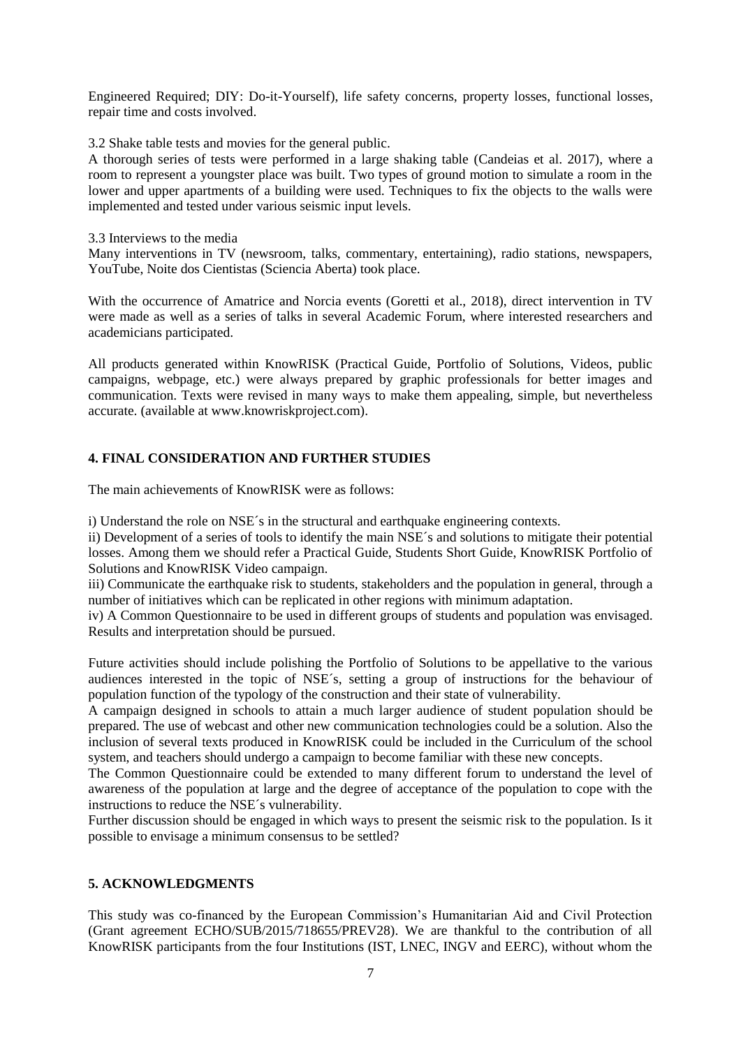Engineered Required; DIY: Do-it-Yourself), life safety concerns, property losses, functional losses, repair time and costs involved.

3.2 Shake table tests and movies for the general public.

A thorough series of tests were performed in a large shaking table (Candeias et al. 2017), where a room to represent a youngster place was built. Two types of ground motion to simulate a room in the lower and upper apartments of a building were used. Techniques to fix the objects to the walls were implemented and tested under various seismic input levels.

3.3 Interviews to the media

Many interventions in TV (newsroom, talks, commentary, entertaining), radio stations, newspapers, YouTube, Noite dos Cientistas (Sciencia Aberta) took place.

With the occurrence of Amatrice and Norcia events (Goretti et al., 2018), direct intervention in TV were made as well as a series of talks in several Academic Forum, where interested researchers and academicians participated.

All products generated within KnowRISK (Practical Guide, Portfolio of Solutions, Videos, public campaigns, webpage, etc.) were always prepared by graphic professionals for better images and communication. Texts were revised in many ways to make them appealing, simple, but nevertheless accurate. (available at www.knowriskproject.com).

## 4. FINAL CONSIDERATION AND FURTHER STUDIES

The main achievements of KnowRISK were as follows:

i) Understand the role on NSE´s in the structural and earthquake engineering contexts.

ii) Development of a series of tools to identify the main NSE´s and solutions to mitigate their potential losses. Among them we should refer a Practical Guide, Students Short Guide, KnowRISK Portfolio of Solutions and KnowRISK Video campaign.

iii) Communicate the earthquake risk to students, stakeholders and the population in general, through a number of initiatives which can be replicated in other regions with minimum adaptation.

iv) A Common Questionnaire to be used in different groups of students and population was envisaged. Results and interpretation should be pursued.

Future activities should include polishing the Portfolio of Solutions to be appellative to the various audiences interested in the topic of NSE´s, setting a group of instructions for the behaviour of population function of the typology of the construction and their state of vulnerability.

A campaign designed in schools to attain a much larger audience of student population should be prepared. The use of webcast and other new communication technologies could be a solution. Also the inclusion of several texts produced in KnowRISK could be included in the Curriculum of the school system, and teachers should undergo a campaign to become familiar with these new concepts.

The Common Questionnaire could be extended to many different forum to understand the level of awareness of the population at large and the degree of acceptance of the population to cope with the instructions to reduce the NSE´s vulnerability.

Further discussion should be engaged in which ways to present the seismic risk to the population. Is it possible to envisage a minimum consensus to be settled?

## 5. ACKNOWLEDGMENTS

This study was co-financed by the European Commission's Humanitarian Aid and Civil Protection (Grant agreement ECHO/SUB/2015/718655/PREV28). We are thankful to the contribution of all KnowRISK participants from the four Institutions (IST, LNEC, INGV and EERC), without whom the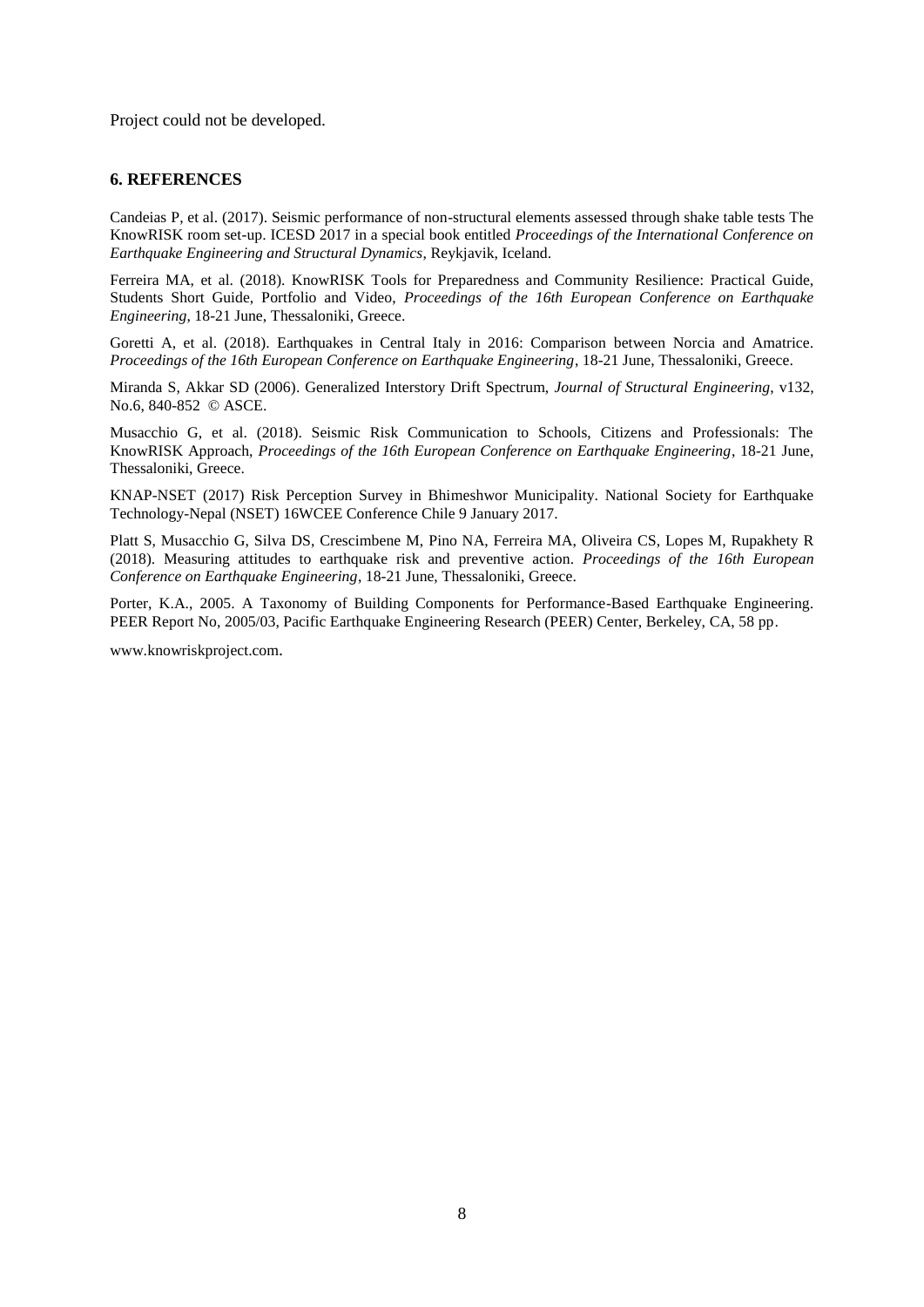Project could not be developed.

## 6. REFERENCES

Candeias P, et al. (2017). Seismic performance of non-structural elements assessed through shake table tests The KnowRISK room set-up. ICESD 2017 in a special book entitled *Proceedings of the International Conference on Earthquake Engineering and Structural Dynamics*, Reykjavik, Iceland.

Ferreira MA, et al. (2018). KnowRISK Tools for Preparedness and Community Resilience: Practical Guide, Students Short Guide, Portfolio and Video, *Proceedings of the 16th European Conference on Earthquake Engineering*, 18-21 June, Thessaloniki, Greece.

Goretti A, et al. (2018). Earthquakes in Central Italy in 2016: Comparison between Norcia and Amatrice. *Proceedings of the 16th European Conference on Earthquake Engineering*, 18-21 June, Thessaloniki, Greece.

Miranda S, Akkar SD (2006). Generalized Interstory Drift Spectrum, *Journal of Structural Engineering*, v132, No.6, 840-852 © ASCE.

Musacchio G, et al. (2018). Seismic Risk Communication to Schools, Citizens and Professionals: The KnowRISK Approach, *Proceedings of the 16th European Conference on Earthquake Engineering*, 18-21 June, Thessaloniki, Greece.

KNAP-NSET (2017) Risk Perception Survey in Bhimeshwor Municipality. National Society for Earthquake Technology-Nepal (NSET) 16WCEE Conference Chile 9 January 2017.

Platt S, Musacchio G, Silva DS, Crescimbene M, Pino NA, Ferreira MA, Oliveira CS, Lopes M, Rupakhety R (2018). Measuring attitudes to earthquake risk and preventive action. *Proceedings of the 16th European Conference on Earthquake Engineering*, 18-21 June, Thessaloniki, Greece.

Porter, K.A., 2005. A Taxonomy of Building Components for Performance-Based Earthquake Engineering. PEER Report No, 2005/03, Pacific Earthquake Engineering Research (PEER) Center, Berkeley, CA, 58 pp.

www.knowriskproject.com.